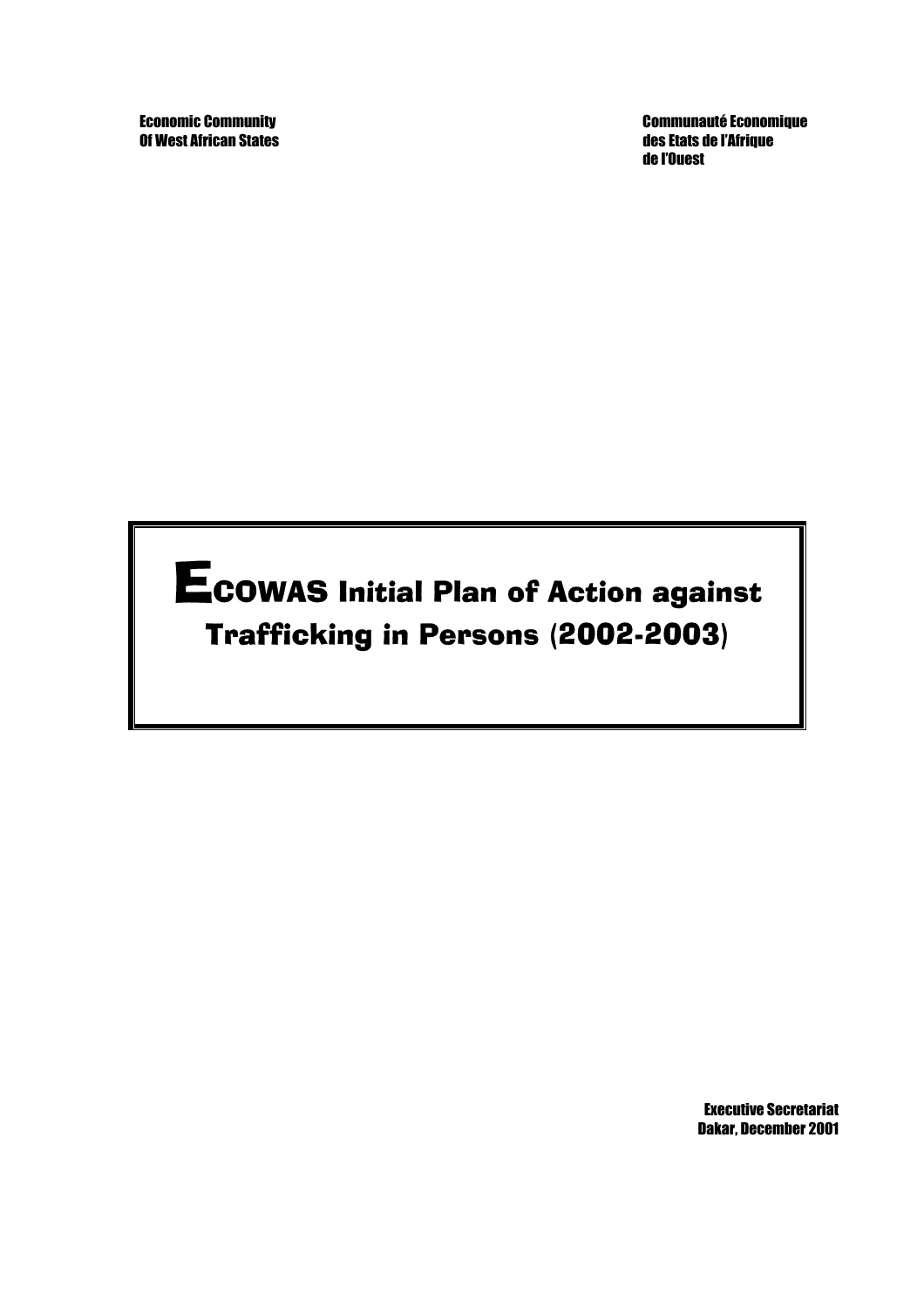Economic Community
Of West African States

Communauté Economique
des Etats de l'Afrique
de l'Ouest

# ECOWAS Initial Plan of Action against Trafficking in Persons (2002-2003)

Executive Secretariat
Dakar, December 2001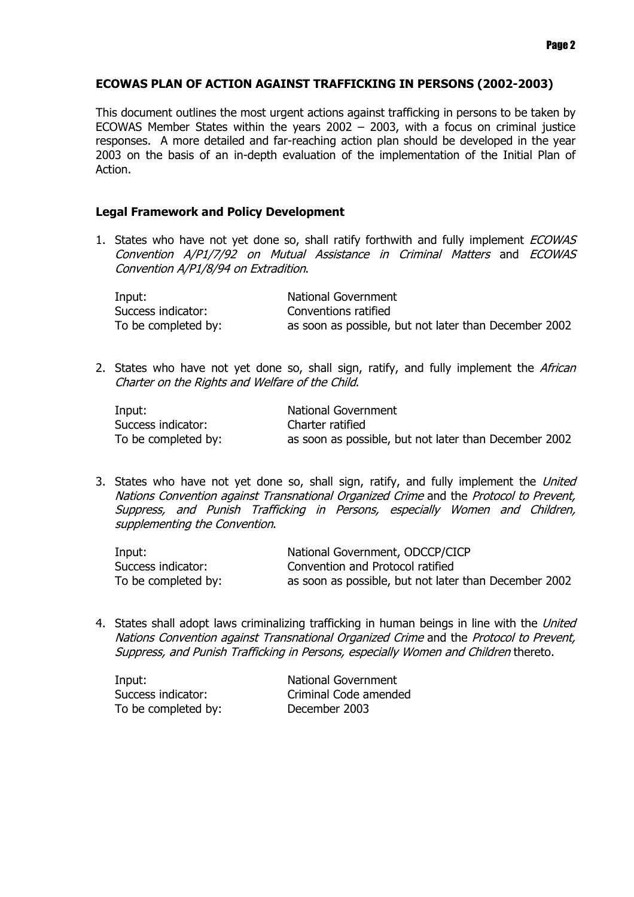## ECOWAS PLAN OF ACTION AGAINST TRAFFICKING IN PERSONS (2002-2003)

This document outlines the most urgent actions against trafficking in persons to be taken by ECOWAS Member States within the years 2002 – 2003, with a focus on criminal justice responses. A more detailed and far-reaching action plan should be developed in the year 2003 on the basis of an in-depth evaluation of the implementation of the Initial Plan of Action.

### Legal Framework and Policy Development

1. States who have not yet done so, shall ratify forthwith and fully implement *ECOWAS Convention A/P1/7/92 on Mutual Assistance in Criminal Matters* and *ECOWAS Convention A/P1/8/94 on Extradition*.

   Input: National Government
   Success indicator: Conventions ratified
   To be completed by: as soon as possible, but not later than December 2002

2. States who have not yet done so, shall sign, ratify, and fully implement the *African Charter on the Rights and Welfare of the Child*.

   Input: National Government
   Success indicator: Charter ratified
   To be completed by: as soon as possible, but not later than December 2002

3. States who have not yet done so, shall sign, ratify, and fully implement the *United Nations Convention against Transnational Organized Crime* and the *Protocol to Prevent, Suppress, and Punish Trafficking in Persons, especially Women and Children, supplementing the Convention*.

   Input: National Government, ODCCP/CICP
   Success indicator: Convention and Protocol ratified
   To be completed by: as soon as possible, but not later than December 2002

4. States shall adopt laws criminalizing trafficking in human beings in line with the *United Nations Convention against Transnational Organized Crime* and the *Protocol to Prevent, Suppress, and Punish Trafficking in Persons, especially Women and Children* thereto.

   Input: National Government
   Success indicator: Criminal Code amended
   To be completed by: December 2003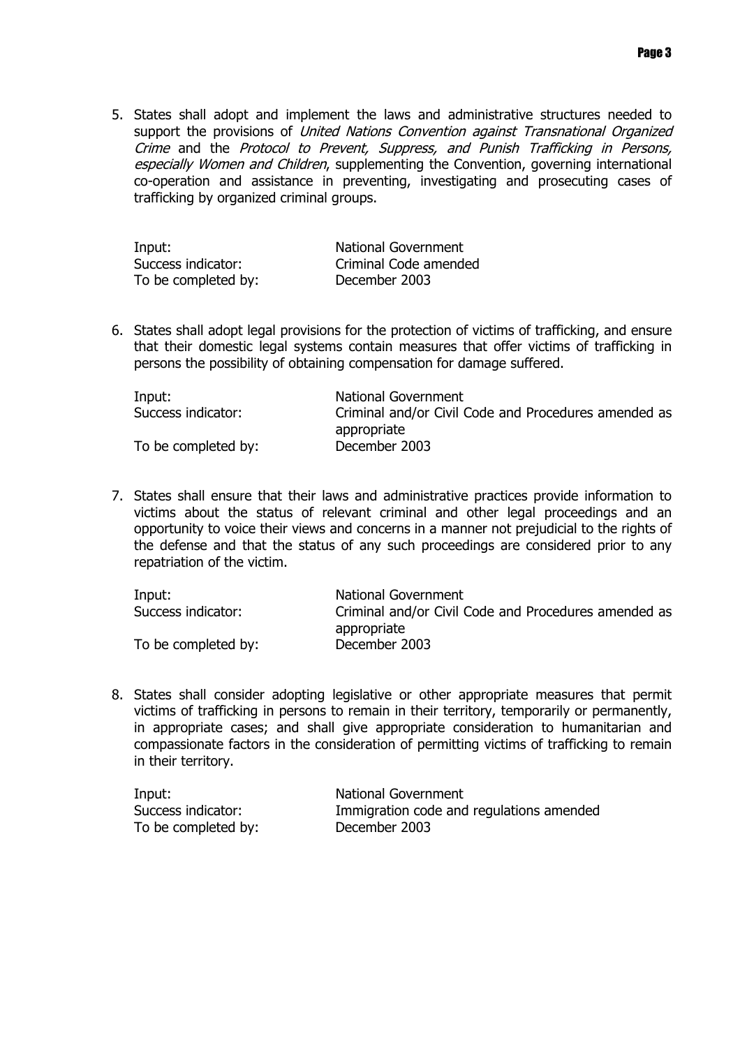5. States shall adopt and implement the laws and administrative structures needed to support the provisions of *United Nations Convention against Transnational Organized Crime* and the *Protocol to Prevent, Suppress, and Punish Trafficking in Persons, especially Women and Children*, supplementing the Convention, governing international co-operation and assistance in preventing, investigating and prosecuting cases of trafficking by organized criminal groups.

| | |
|---|---|
| Input: | National Government |
| Success indicator: | Criminal Code amended |
| To be completed by: | December 2003 |

6. States shall adopt legal provisions for the protection of victims of trafficking, and ensure that their domestic legal systems contain measures that offer victims of trafficking in persons the possibility of obtaining compensation for damage suffered.

| | |
|---|---|
| Input: | National Government |
| Success indicator: | Criminal and/or Civil Code and Procedures amended as appropriate |
| To be completed by: | December 2003 |

7. States shall ensure that their laws and administrative practices provide information to victims about the status of relevant criminal and other legal proceedings and an opportunity to voice their views and concerns in a manner not prejudicial to the rights of the defense and that the status of any such proceedings are considered prior to any repatriation of the victim.

| | |
|---|---|
| Input: | National Government |
| Success indicator: | Criminal and/or Civil Code and Procedures amended as appropriate |
| To be completed by: | December 2003 |

8. States shall consider adopting legislative or other appropriate measures that permit victims of trafficking in persons to remain in their territory, temporarily or permanently, in appropriate cases; and shall give appropriate consideration to humanitarian and compassionate factors in the consideration of permitting victims of trafficking to remain in their territory.

| | |
|---|---|
| Input: | National Government |
| Success indicator: | Immigration code and regulations amended |
| To be completed by: | December 2003 |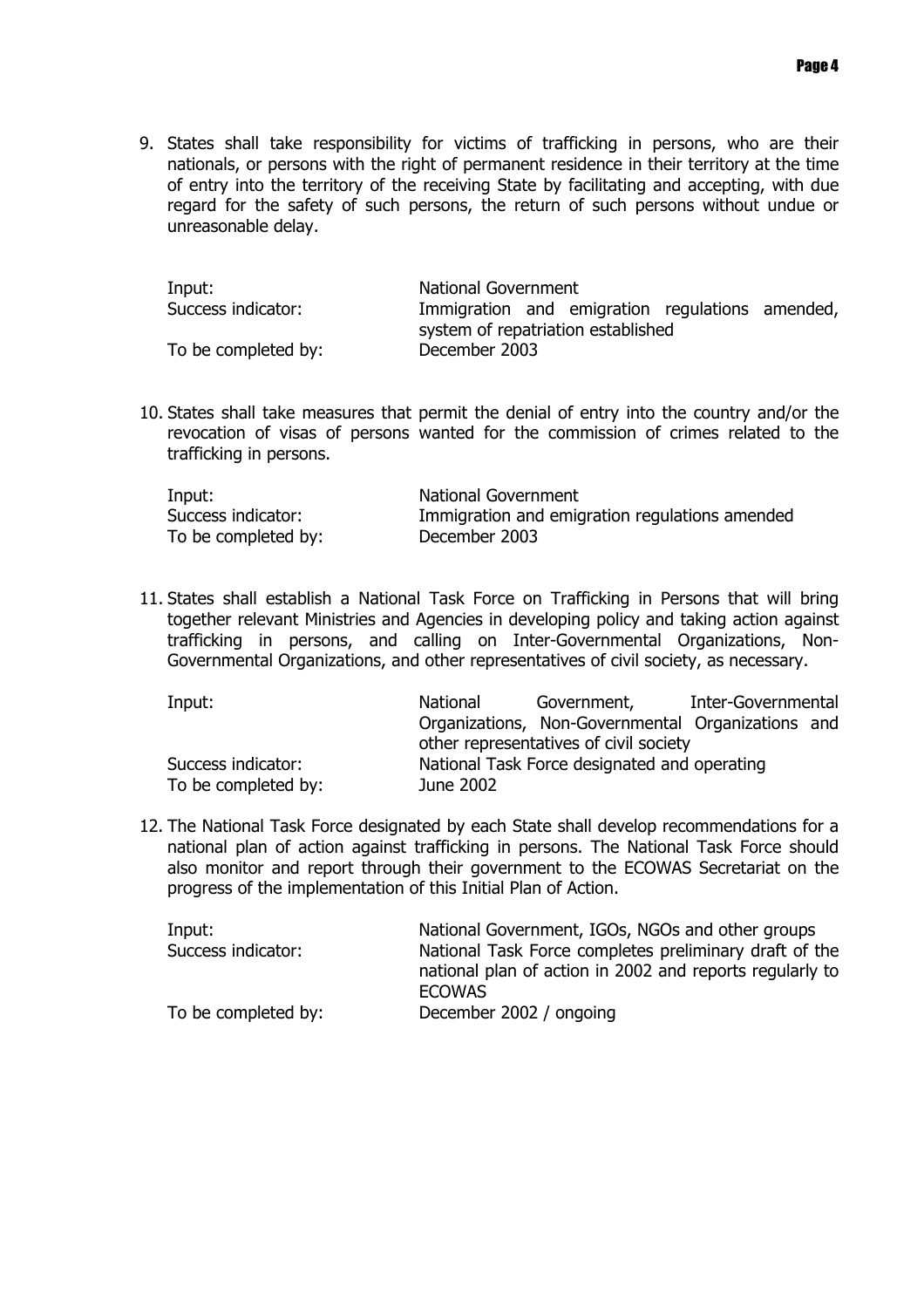9. States shall take responsibility for victims of trafficking in persons, who are their nationals, or persons with the right of permanent residence in their territory at the time of entry into the territory of the receiving State by facilitating and accepting, with due regard for the safety of such persons, the return of such persons without undue or unreasonable delay.

| | |
|---|---|
| Input: | National Government |
| Success indicator: | Immigration and emigration regulations amended, system of repatriation established |
| To be completed by: | December 2003 |

10. States shall take measures that permit the denial of entry into the country and/or the revocation of visas of persons wanted for the commission of crimes related to the trafficking in persons.

| | |
|---|---|
| Input: | National Government |
| Success indicator: | Immigration and emigration regulations amended |
| To be completed by: | December 2003 |

11. States shall establish a National Task Force on Trafficking in Persons that will bring together relevant Ministries and Agencies in developing policy and taking action against trafficking in persons, and calling on Inter-Governmental Organizations, Non-Governmental Organizations, and other representatives of civil society, as necessary.

| | |
|---|---|
| Input: | National Government, Inter-Governmental Organizations, Non-Governmental Organizations and other representatives of civil society |
| Success indicator: | National Task Force designated and operating |
| To be completed by: | June 2002 |

12. The National Task Force designated by each State shall develop recommendations for a national plan of action against trafficking in persons. The National Task Force should also monitor and report through their government to the ECOWAS Secretariat on the progress of the implementation of this Initial Plan of Action.

| | |
|---|---|
| Input: | National Government, IGOs, NGOs and other groups |
| Success indicator: | National Task Force completes preliminary draft of the national plan of action in 2002 and reports regularly to ECOWAS |
| To be completed by: | December 2002 / ongoing |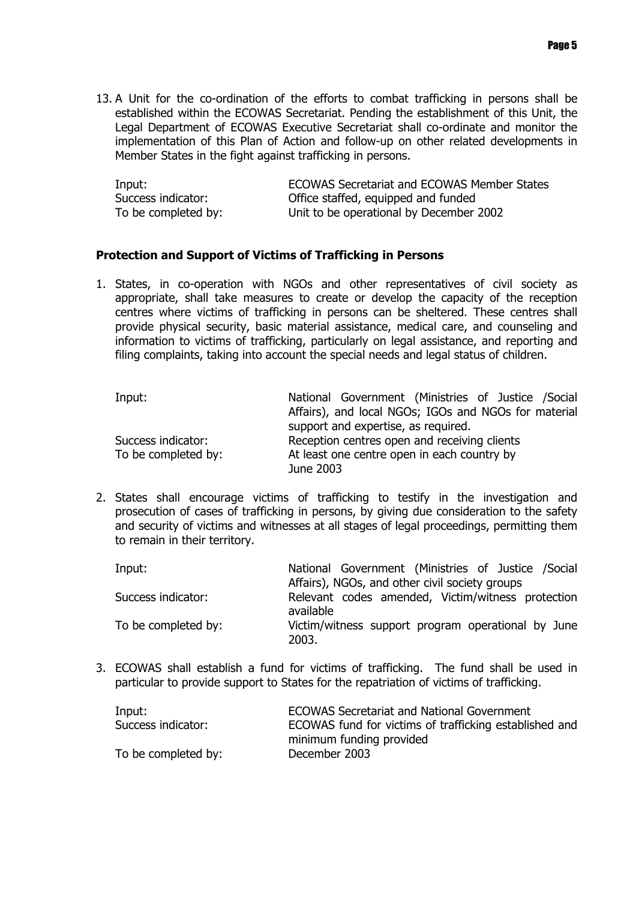13. A Unit for the co-ordination of the efforts to combat trafficking in persons shall be established within the ECOWAS Secretariat. Pending the establishment of this Unit, the Legal Department of ECOWAS Executive Secretariat shall co-ordinate and monitor the implementation of this Plan of Action and follow-up on other related developments in Member States in the fight against trafficking in persons.

| | |
|---|---|
| Input: | ECOWAS Secretariat and ECOWAS Member States |
| Success indicator: | Office staffed, equipped and funded |
| To be completed by: | Unit to be operational by December 2002 |

**Protection and Support of Victims of Trafficking in Persons**

1. States, in co-operation with NGOs and other representatives of civil society as appropriate, shall take measures to create or develop the capacity of the reception centres where victims of trafficking in persons can be sheltered. These centres shall provide physical security, basic material assistance, medical care, and counseling and information to victims of trafficking, particularly on legal assistance, and reporting and filing complaints, taking into account the special needs and legal status of children.

| | |
|---|---|
| Input: | National Government (Ministries of Justice /Social Affairs), and local NGOs; IGOs and NGOs for material support and expertise, as required. |
| Success indicator: | Reception centres open and receiving clients |
| To be completed by: | At least one centre open in each country by June 2003 |

2. States shall encourage victims of trafficking to testify in the investigation and prosecution of cases of trafficking in persons, by giving due consideration to the safety and security of victims and witnesses at all stages of legal proceedings, permitting them to remain in their territory.

| | |
|---|---|
| Input: | National Government (Ministries of Justice /Social Affairs), NGOs, and other civil society groups |
| Success indicator: | Relevant codes amended, Victim/witness protection available |
| To be completed by: | Victim/witness support program operational by June 2003. |

3. ECOWAS shall establish a fund for victims of trafficking. The fund shall be used in particular to provide support to States for the repatriation of victims of trafficking.

| | |
|---|---|
| Input: | ECOWAS Secretariat and National Government |
| Success indicator: | ECOWAS fund for victims of trafficking established and minimum funding provided |
| To be completed by: | December 2003 |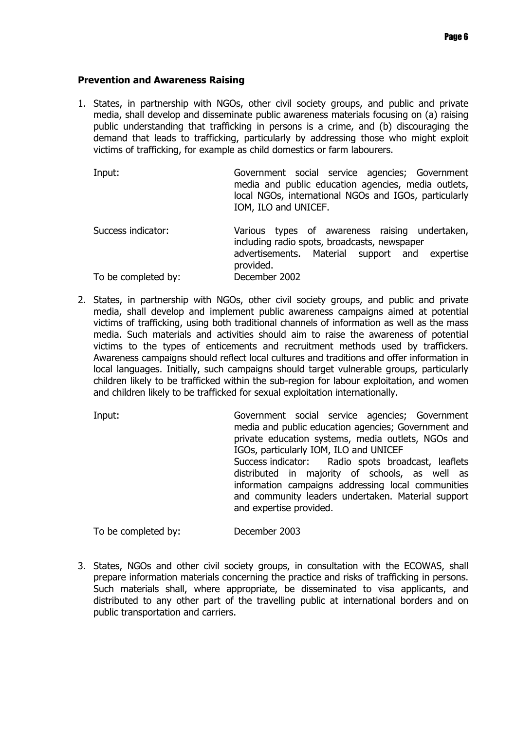**Prevention and Awareness Raising**

1. States, in partnership with NGOs, other civil society groups, and public and private media, shall develop and disseminate public awareness materials focusing on (a) raising public understanding that trafficking in persons is a crime, and (b) discouraging the demand that leads to trafficking, particularly by addressing those who might exploit victims of trafficking, for example as child domestics or farm labourers.

   Input: Government social service agencies; Government media and public education agencies, media outlets, local NGOs, international NGOs and IGOs, particularly IOM, ILO and UNICEF.

   Success indicator: Various types of awareness raising undertaken, including radio spots, broadcasts, newspaper advertisements. Material support and expertise provided.

   To be completed by: December 2002

2. States, in partnership with NGOs, other civil society groups, and public and private media, shall develop and implement public awareness campaigns aimed at potential victims of trafficking, using both traditional channels of information as well as the mass media. Such materials and activities should aim to raise the awareness of potential victims to the types of enticements and recruitment methods used by traffickers. Awareness campaigns should reflect local cultures and traditions and offer information in local languages. Initially, such campaigns should target vulnerable groups, particularly children likely to be trafficked within the sub-region for labour exploitation, and women and children likely to be trafficked for sexual exploitation internationally.

   Input: Government social service agencies; Government media and public education agencies; Government and private education systems, media outlets, NGOs and IGOs, particularly IOM, ILO and UNICEF

   Success indicator: Radio spots broadcast, leaflets distributed in majority of schools, as well as information campaigns addressing local communities and community leaders undertaken. Material support and expertise provided.

   To be completed by: December 2003

3. States, NGOs and other civil society groups, in consultation with the ECOWAS, shall prepare information materials concerning the practice and risks of trafficking in persons. Such materials shall, where appropriate, be disseminated to visa applicants, and distributed to any other part of the travelling public at international borders and on public transportation and carriers.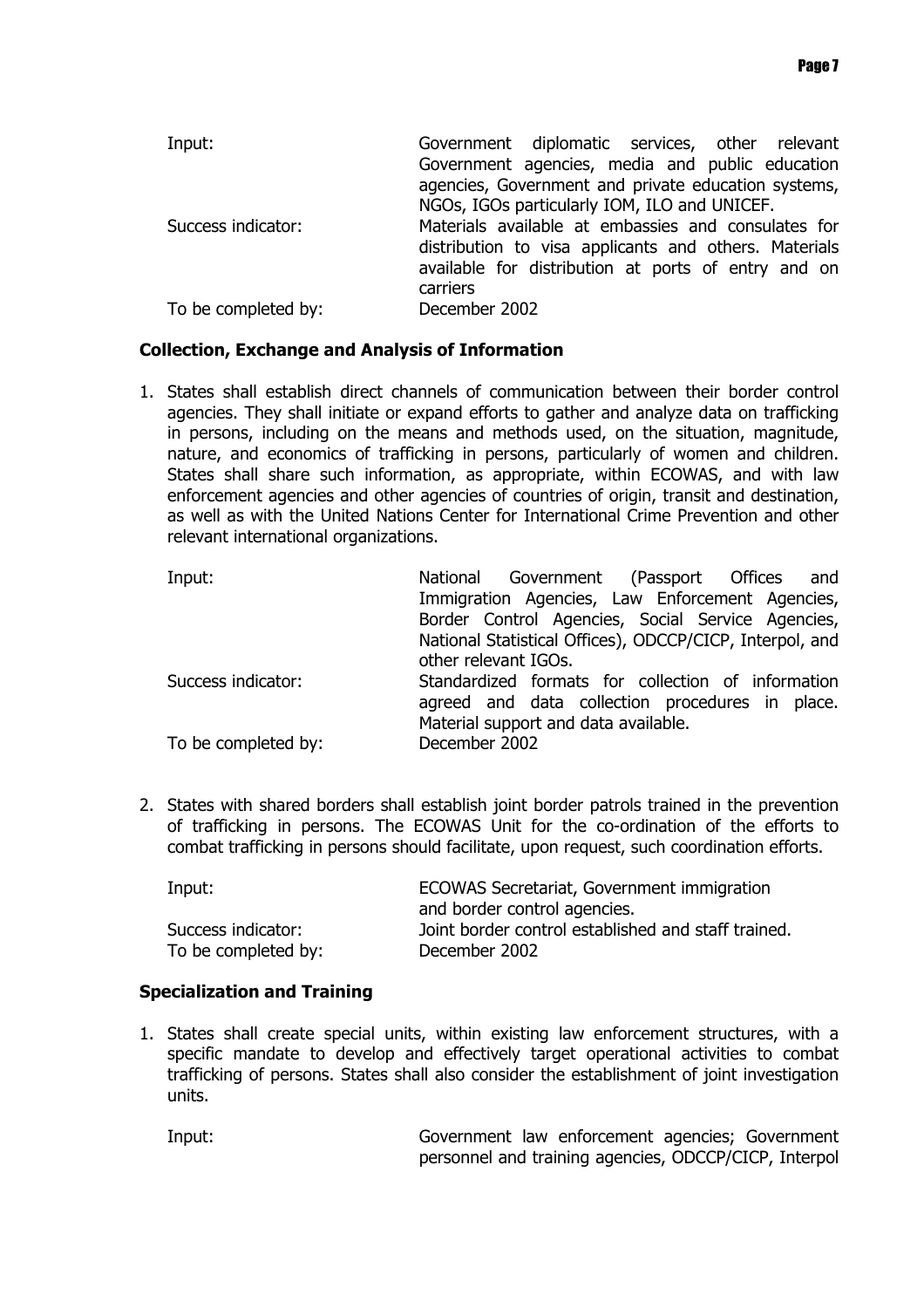| | |
|---|---|
| Input: | Government diplomatic services, other relevant Government agencies, media and public education agencies, Government and private education systems, NGOs, IGOs particularly IOM, ILO and UNICEF. |
| Success indicator: | Materials available at embassies and consulates for distribution to visa applicants and others. Materials available for distribution at ports of entry and on carriers |
| To be completed by: | December 2002 |

**Collection, Exchange and Analysis of Information**

1. States shall establish direct channels of communication between their border control agencies. They shall initiate or expand efforts to gather and analyze data on trafficking in persons, including on the means and methods used, on the situation, magnitude, nature, and economics of trafficking in persons, particularly of women and children. States shall share such information, as appropriate, within ECOWAS, and with law enforcement agencies and other agencies of countries of origin, transit and destination, as well as with the United Nations Center for International Crime Prevention and other relevant international organizations.

| | |
|---|---|
| Input: | National Government (Passport Offices and Immigration Agencies, Law Enforcement Agencies, Border Control Agencies, Social Service Agencies, National Statistical Offices), ODCCP/CICP, Interpol, and other relevant IGOs. |
| Success indicator: | Standardized formats for collection of information agreed and data collection procedures in place. Material support and data available. |
| To be completed by: | December 2002 |

2. States with shared borders shall establish joint border patrols trained in the prevention of trafficking in persons. The ECOWAS Unit for the co-ordination of the efforts to combat trafficking in persons should facilitate, upon request, such coordination efforts.

| | |
|---|---|
| Input: | ECOWAS Secretariat, Government immigration and border control agencies. |
| Success indicator: | Joint border control established and staff trained. |
| To be completed by: | December 2002 |

**Specialization and Training**

1. States shall create special units, within existing law enforcement structures, with a specific mandate to develop and effectively target operational activities to combat trafficking of persons. States shall also consider the establishment of joint investigation units.

| | |
|---|---|
| Input: | Government law enforcement agencies; Government personnel and training agencies, ODCCP/CICP, Interpol |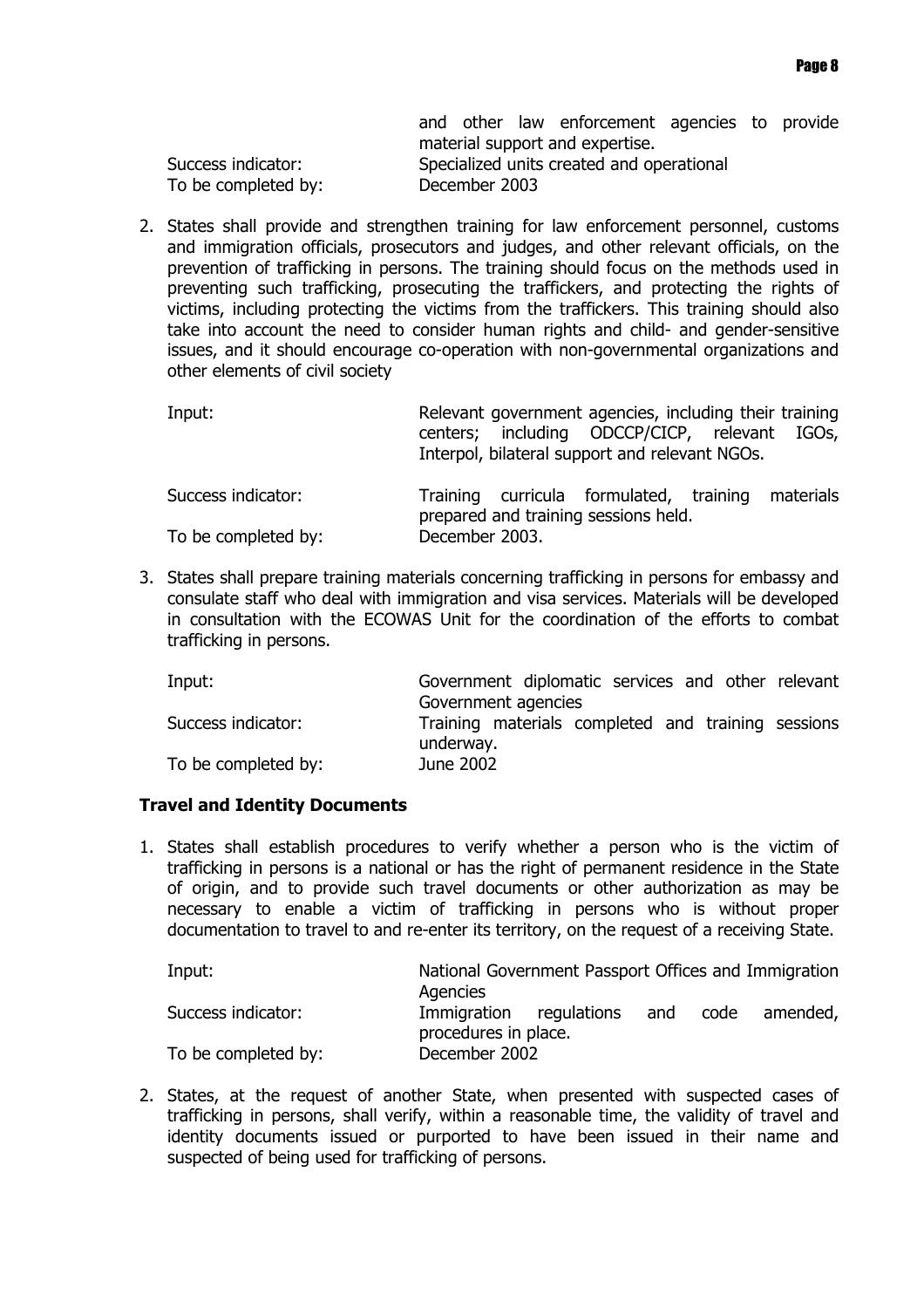| | |
|---|---|
| | and other law enforcement agencies to provide material support and expertise. |
| Success indicator: | Specialized units created and operational |
| To be completed by: | December 2003 |

2. States shall provide and strengthen training for law enforcement personnel, customs and immigration officials, prosecutors and judges, and other relevant officials, on the prevention of trafficking in persons. The training should focus on the methods used in preventing such trafficking, prosecuting the traffickers, and protecting the rights of victims, including protecting the victims from the traffickers. This training should also take into account the need to consider human rights and child- and gender-sensitive issues, and it should encourage co-operation with non-governmental organizations and other elements of civil society

| | |
|---|---|
| Input: | Relevant government agencies, including their training centers; including ODCCP/CICP, relevant IGOs, Interpol, bilateral support and relevant NGOs. |
| Success indicator: | Training curricula formulated, training materials prepared and training sessions held. |
| To be completed by: | December 2003. |

3. States shall prepare training materials concerning trafficking in persons for embassy and consulate staff who deal with immigration and visa services. Materials will be developed in consultation with the ECOWAS Unit for the coordination of the efforts to combat trafficking in persons.

| | |
|---|---|
| Input: | Government diplomatic services and other relevant Government agencies |
| Success indicator: | Training materials completed and training sessions underway. |
| To be completed by: | June 2002 |

**Travel and Identity Documents**

1. States shall establish procedures to verify whether a person who is the victim of trafficking in persons is a national or has the right of permanent residence in the State of origin, and to provide such travel documents or other authorization as may be necessary to enable a victim of trafficking in persons who is without proper documentation to travel to and re-enter its territory, on the request of a receiving State.

| | |
|---|---|
| Input: | National Government Passport Offices and Immigration Agencies |
| Success indicator: | Immigration regulations and code amended, procedures in place. |
| To be completed by: | December 2002 |

2. States, at the request of another State, when presented with suspected cases of trafficking in persons, shall verify, within a reasonable time, the validity of travel and identity documents issued or purported to have been issued in their name and suspected of being used for trafficking of persons.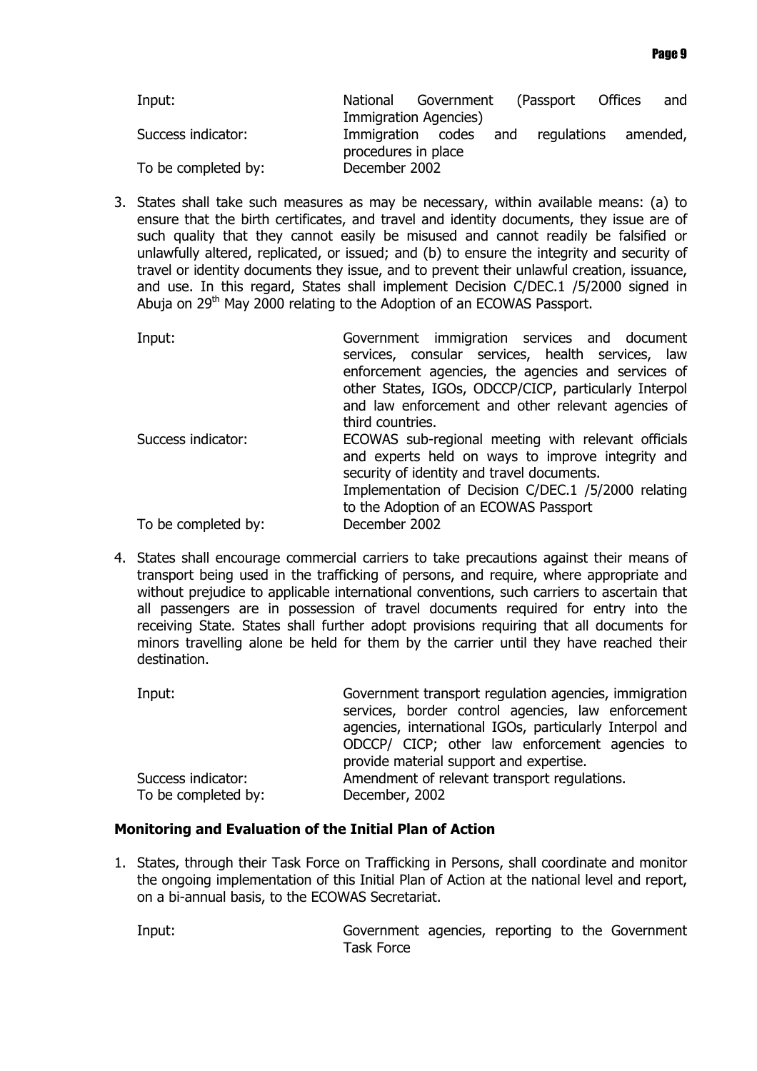| | |
|---|---|
| Input: | National Government (Passport Offices and Immigration Agencies) |
| Success indicator: | Immigration codes and regulations amended, procedures in place |
| To be completed by: | December 2002 |

3. States shall take such measures as may be necessary, within available means: (a) to ensure that the birth certificates, and travel and identity documents, they issue are of such quality that they cannot easily be misused and cannot readily be falsified or unlawfully altered, replicated, or issued; and (b) to ensure the integrity and security of travel or identity documents they issue, and to prevent their unlawful creation, issuance, and use. In this regard, States shall implement Decision C/DEC.1 /5/2000 signed in Abuja on 29th May 2000 relating to the Adoption of an ECOWAS Passport.

| | |
|---|---|
| Input: | Government immigration services and document services, consular services, health services, law enforcement agencies, the agencies and services of other States, IGOs, ODCCP/CICP, particularly Interpol and law enforcement and other relevant agencies of third countries. |
| Success indicator: | ECOWAS sub-regional meeting with relevant officials and experts held on ways to improve integrity and security of identity and travel documents. Implementation of Decision C/DEC.1 /5/2000 relating to the Adoption of an ECOWAS Passport |
| To be completed by: | December 2002 |

4. States shall encourage commercial carriers to take precautions against their means of transport being used in the trafficking of persons, and require, where appropriate and without prejudice to applicable international conventions, such carriers to ascertain that all passengers are in possession of travel documents required for entry into the receiving State. States shall further adopt provisions requiring that all documents for minors travelling alone be held for them by the carrier until they have reached their destination.

| | |
|---|---|
| Input: | Government transport regulation agencies, immigration services, border control agencies, law enforcement agencies, international IGOs, particularly Interpol and ODCCP/ CICP; other law enforcement agencies to provide material support and expertise. |
| Success indicator: | Amendment of relevant transport regulations. |
| To be completed by: | December, 2002 |

**Monitoring and Evaluation of the Initial Plan of Action**

1. States, through their Task Force on Trafficking in Persons, shall coordinate and monitor the ongoing implementation of this Initial Plan of Action at the national level and report, on a bi-annual basis, to the ECOWAS Secretariat.

| | |
|---|---|
| Input: | Government agencies, reporting to the Government Task Force |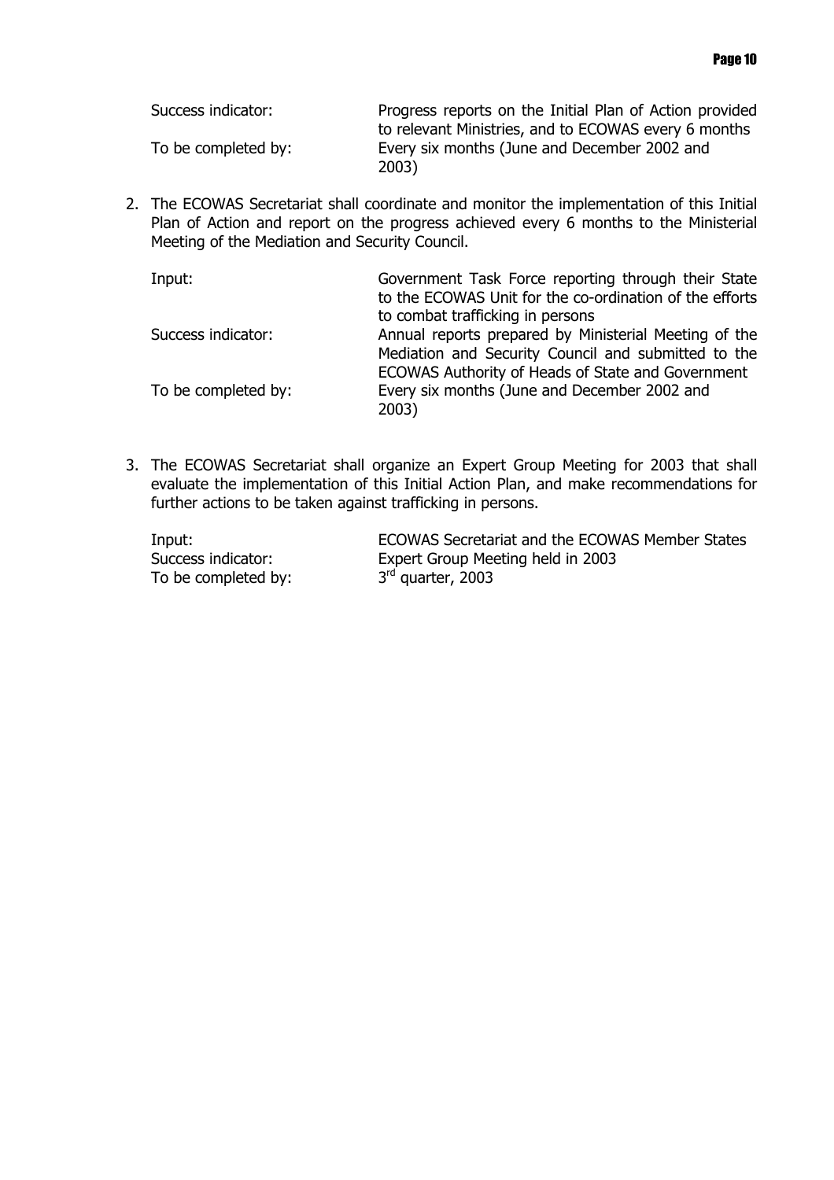Success indicator: Progress reports on the Initial Plan of Action provided to relevant Ministries, and to ECOWAS every 6 months

To be completed by: Every six months (June and December 2002 and 2003)

2. The ECOWAS Secretariat shall coordinate and monitor the implementation of this Initial Plan of Action and report on the progress achieved every 6 months to the Ministerial Meeting of the Mediation and Security Council.

   Input: Government Task Force reporting through their State to the ECOWAS Unit for the co-ordination of the efforts to combat trafficking in persons

   Success indicator: Annual reports prepared by Ministerial Meeting of the Mediation and Security Council and submitted to the ECOWAS Authority of Heads of State and Government

   To be completed by: Every six months (June and December 2002 and 2003)

3. The ECOWAS Secretariat shall organize an Expert Group Meeting for 2003 that shall evaluate the implementation of this Initial Action Plan, and make recommendations for further actions to be taken against trafficking in persons.

   Input: ECOWAS Secretariat and the ECOWAS Member States

   Success indicator: Expert Group Meeting held in 2003

   To be completed by: 3rd quarter, 2003